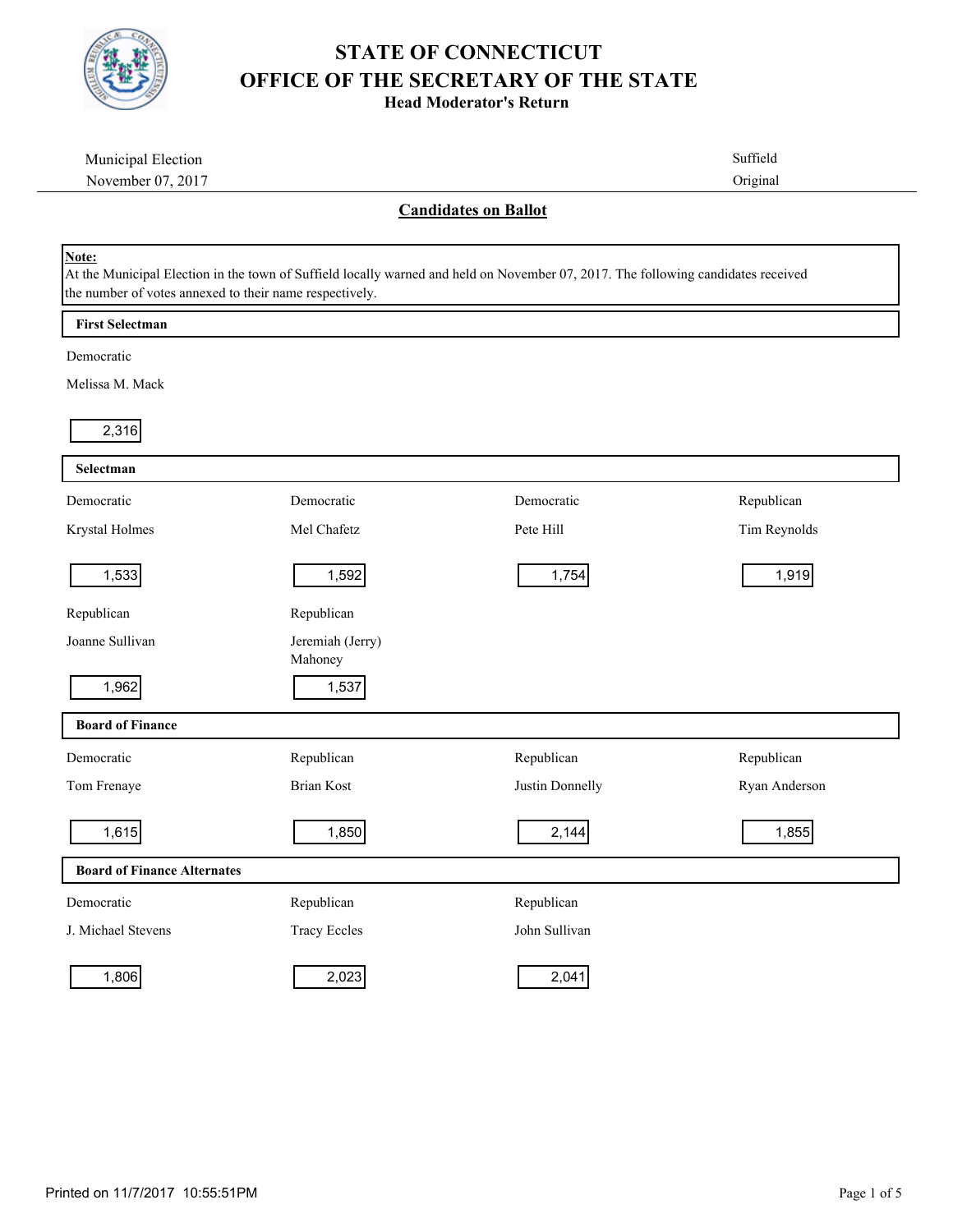# STATE OF CONNECTICUT
# OFFICE OF THE SECRETARY OF THE STATE
**Head Moderator's Return**

Municipal Election
November 07, 2017

Suffield
Original

## Candidates on Ballot

**Note:**
At the Municipal Election in the town of Suffield locally warned and held on November 07, 2017. The following candidates received the number of votes annexed to their name respectively.

### First Selectman

| Party | Candidate | Votes |
|---|---|---|
| Democratic | Melissa M. Mack | 2,316 |

### Selectman

| Party | Candidate | Votes |
|---|---|---|
| Democratic | Krystal Holmes | 1,533 |
| Democratic | Mel Chafetz | 1,592 |
| Democratic | Pete Hill | 1,754 |
| Republican | Tim Reynolds | 1,919 |
| Republican | Joanne Sullivan | 1,962 |
| Republican | Jeremiah (Jerry) Mahoney | 1,537 |

### Board of Finance

| Party | Candidate | Votes |
|---|---|---|
| Democratic | Tom Frenaye | 1,615 |
| Republican | Brian Kost | 1,850 |
| Republican | Justin Donnelly | 2,144 |
| Republican | Ryan Anderson | 1,855 |

### Board of Finance Alternates

| Party | Candidate | Votes |
|---|---|---|
| Democratic | J. Michael Stevens | 1,806 |
| Republican | Tracy Eccles | 2,023 |
| Republican | John Sullivan | 2,041 |

Printed on 11/7/2017 10:55:51PM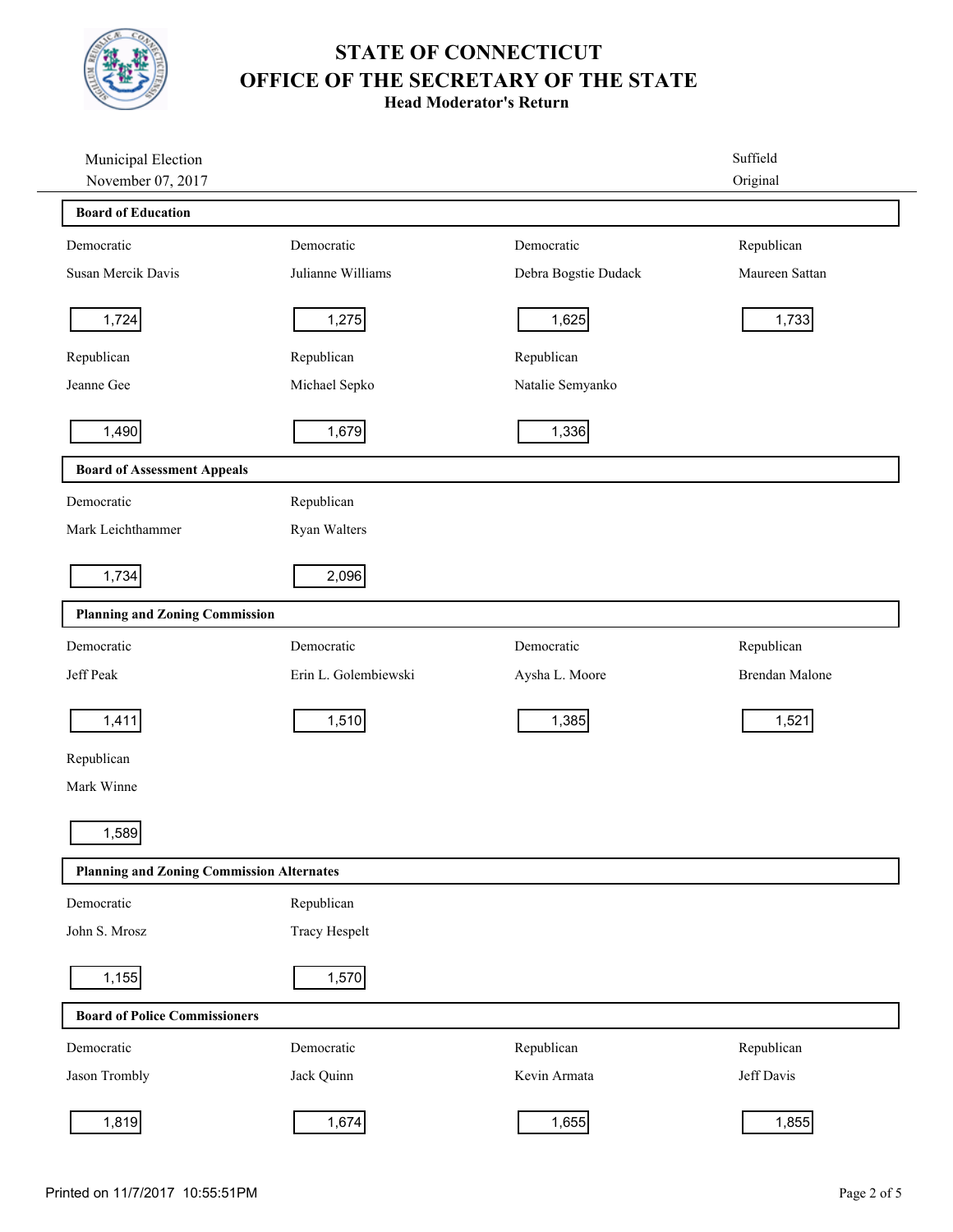# STATE OF CONNECTICUT
# OFFICE OF THE SECRETARY OF THE STATE
### Head Moderator's Return

Municipal Election
November 07, 2017

Suffield
Original

## Board of Education

| Party | Candidate | Votes |
|---|---|---|
| Democratic | Susan Mercik Davis | 1,724 |
| Democratic | Julianne Williams | 1,275 |
| Democratic | Debra Bogstie Dudack | 1,625 |
| Republican | Maureen Sattan | 1,733 |
| Republican | Jeanne Gee | 1,490 |
| Republican | Michael Sepko | 1,679 |
| Republican | Natalie Semyanko | 1,336 |

## Board of Assessment Appeals

| Party | Candidate | Votes |
|---|---|---|
| Democratic | Mark Leichthammer | 1,734 |
| Republican | Ryan Walters | 2,096 |

## Planning and Zoning Commission

| Party | Candidate | Votes |
|---|---|---|
| Democratic | Jeff Peak | 1,411 |
| Democratic | Erin L. Golembiewski | 1,510 |
| Democratic | Aysha L. Moore | 1,385 |
| Republican | Brendan Malone | 1,521 |
| Republican | Mark Winne | 1,589 |

## Planning and Zoning Commission Alternates

| Party | Candidate | Votes |
|---|---|---|
| Democratic | John S. Mrosz | 1,155 |
| Republican | Tracy Hespelt | 1,570 |

## Board of Police Commissioners

| Party | Candidate | Votes |
|---|---|---|
| Democratic | Jason Trombly | 1,819 |
| Democratic | Jack Quinn | 1,674 |
| Republican | Kevin Armata | 1,655 |
| Republican | Jeff Davis | 1,855 |

Printed on 11/7/2017 10:55:51PM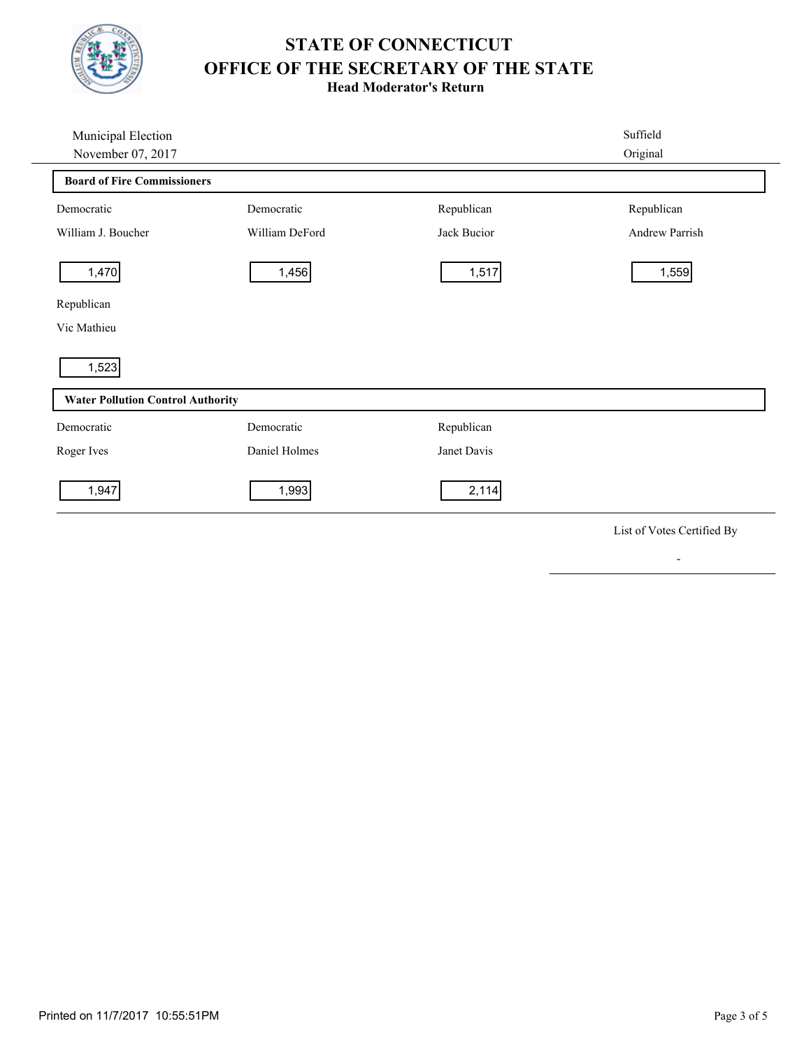# STATE OF CONNECTICUT
# OFFICE OF THE SECRETARY OF THE STATE
## Head Moderator's Return

Municipal Election
November 07, 2017

Suffield
Original

### Board of Fire Commissioners

| Party | Candidate | Votes |
|---|---|---|
| Democratic | William J. Boucher | 1,470 |
| Democratic | William DeFord | 1,456 |
| Republican | Jack Bucior | 1,517 |
| Republican | Andrew Parrish | 1,559 |
| Republican | Vic Mathieu | 1,523 |

### Water Pollution Control Authority

| Party | Candidate | Votes |
|---|---|---|
| Democratic | Roger Ives | 1,947 |
| Democratic | Daniel Holmes | 1,993 |
| Republican | Janet Davis | 2,114 |

List of Votes Certified By

-

Printed on 11/7/2017 10:55:51PM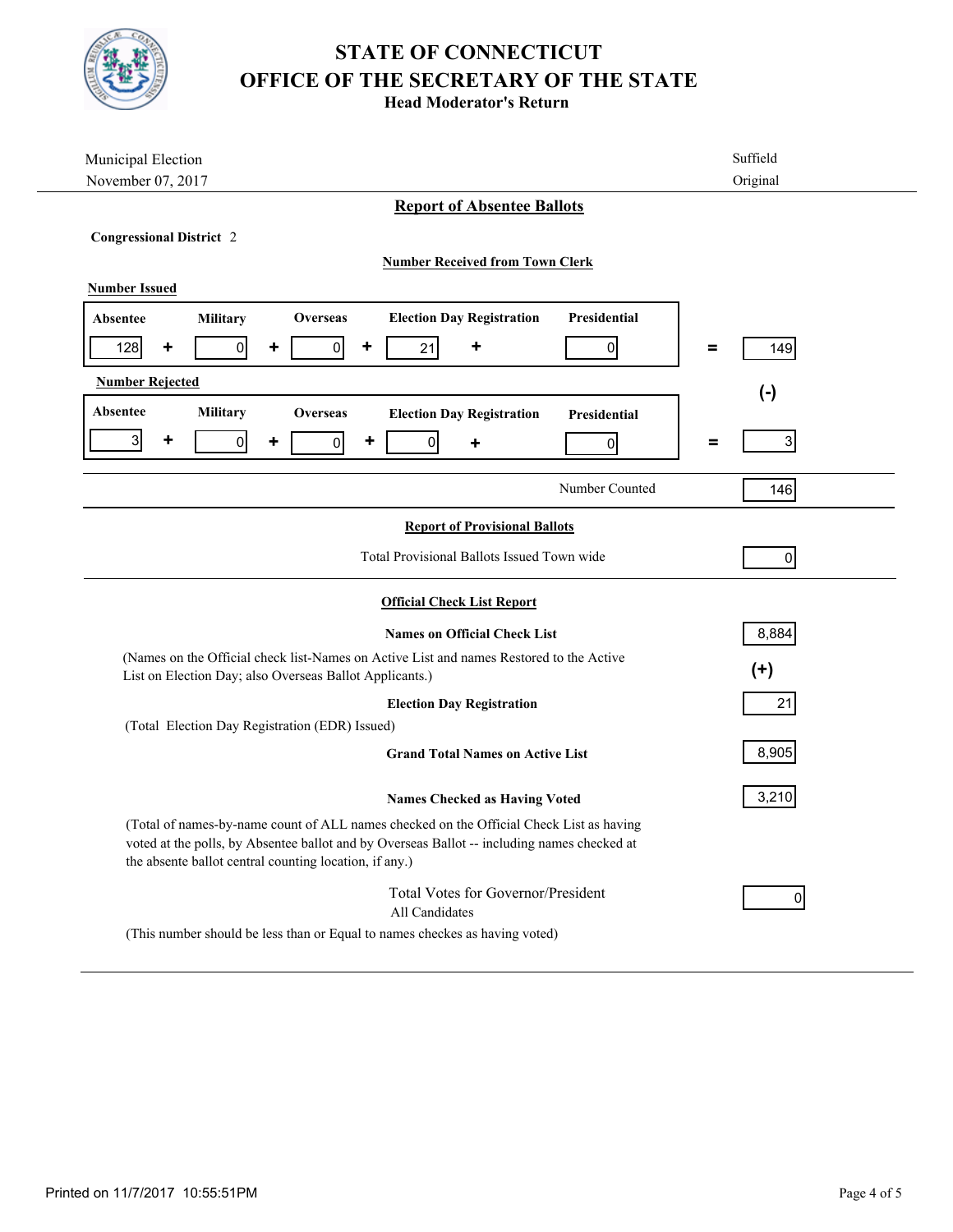# STATE OF CONNECTICUT
# OFFICE OF THE SECRETARY OF THE STATE
### Head Moderator's Return

Municipal Election
November 07, 2017

Suffield
Original

## Report of Absentee Ballots

**Congressional District** 2

**Number Received from Town Clerk**

**Number Issued**

| Absentee | | Military | | Overseas | | Election Day Registration | | Presidential | | Total |
|---|---|---|---|---|---|---|---|---|---|---|
| 128 | + | 0 | + | 0 | + | 21 | + | 0 | = | 149 |

(-)

**Number Rejected**

| Absentee | | Military | | Overseas | | Election Day Registration | | Presidential | | Total |
|---|---|---|---|---|---|---|---|---|---|---|
| 3 | + | 0 | + | 0 | + | 0 | + | 0 | = | 3 |

Number Counted: 146

## Report of Provisional Ballots

Total Provisional Ballots Issued Town wide: 0

## Official Check List Report

**Names on Official Check List**: 8,884

(Names on the Official check list-Names on Active List and names Restored to the Active List on Election Day; also Overseas Ballot Applicants.)

(+)

**Election Day Registration**: 21

(Total Election Day Registration (EDR) Issued)

**Grand Total Names on Active List**: 8,905

**Names Checked as Having Voted**: 3,210

(Total of names-by-name count of ALL names checked on the Official Check List as having voted at the polls, by Absentee ballot and by Overseas Ballot -- including names checked at the absente ballot central counting location, if any.)

Total Votes for Governor/President
All Candidates: 0

(This number should be less than or Equal to names checkes as having voted)

Printed on 11/7/2017 10:55:51PM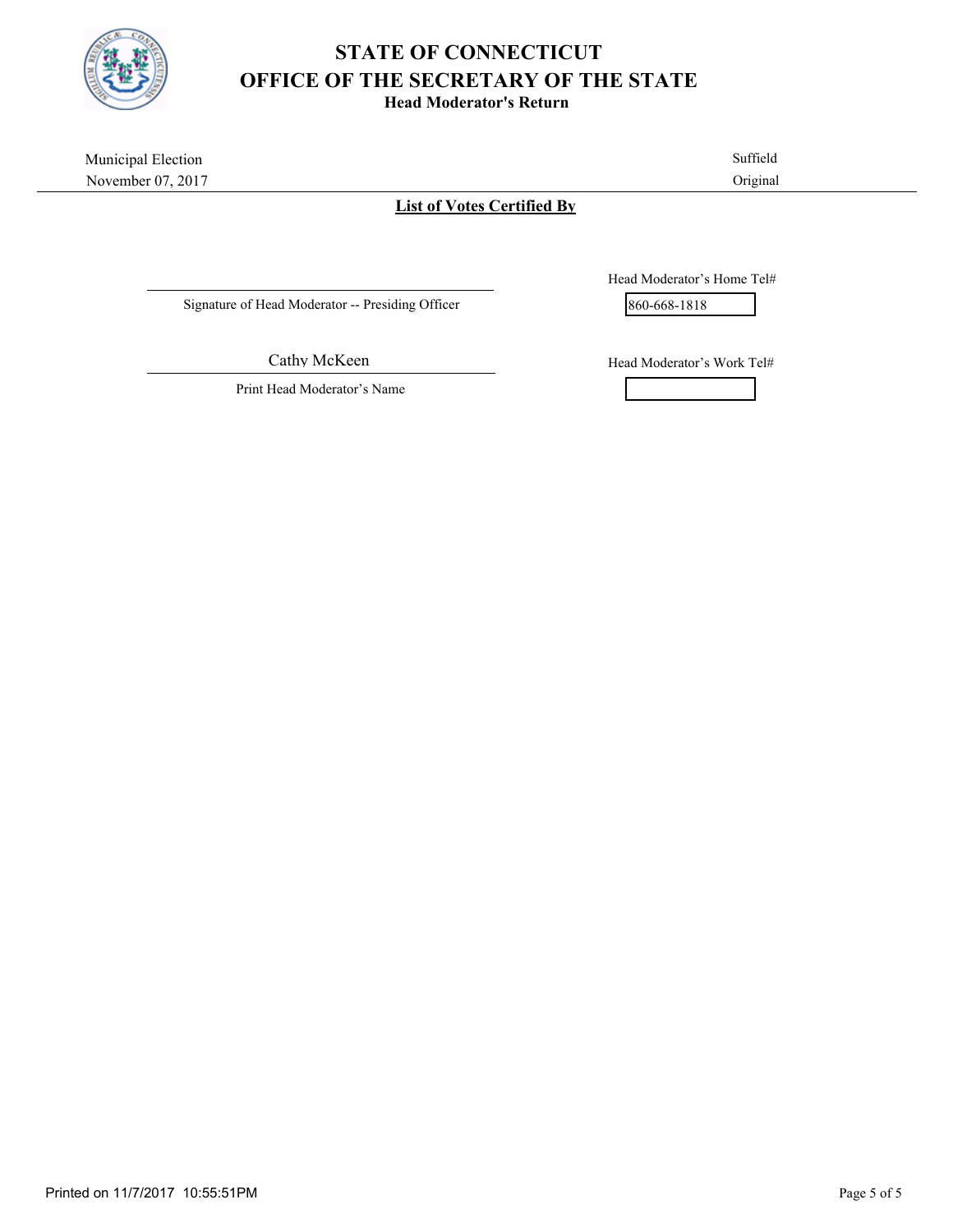# STATE OF CONNECTICUT
# OFFICE OF THE SECRETARY OF THE STATE
## Head Moderator's Return

Municipal Election
November 07, 2017

Suffield
Original

**List of Votes Certified By**

Signature of Head Moderator -- Presiding Officer

Head Moderator's Home Tel#
860-668-1818

Cathy McKeen
Print Head Moderator's Name

Head Moderator's Work Tel#

Printed on 11/7/2017 10:55:51PM